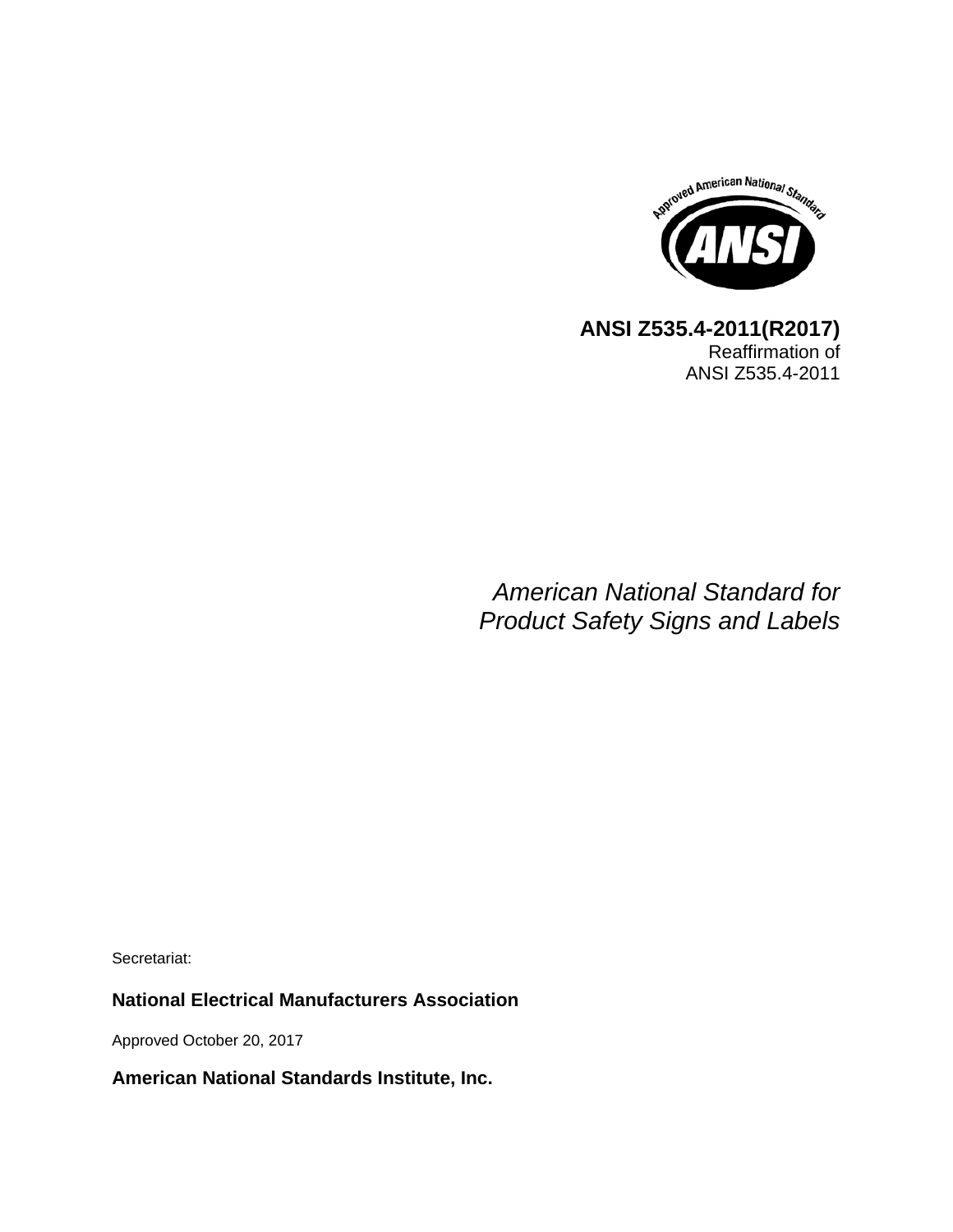**ANSI Z535.4-2011(R2017)**
Reaffirmation of
ANSI Z535.4-2011

*American National Standard for*
*Product Safety Signs and Labels*

Secretariat:

**National Electrical Manufacturers Association**

Approved October 20, 2017

**American National Standards Institute, Inc.**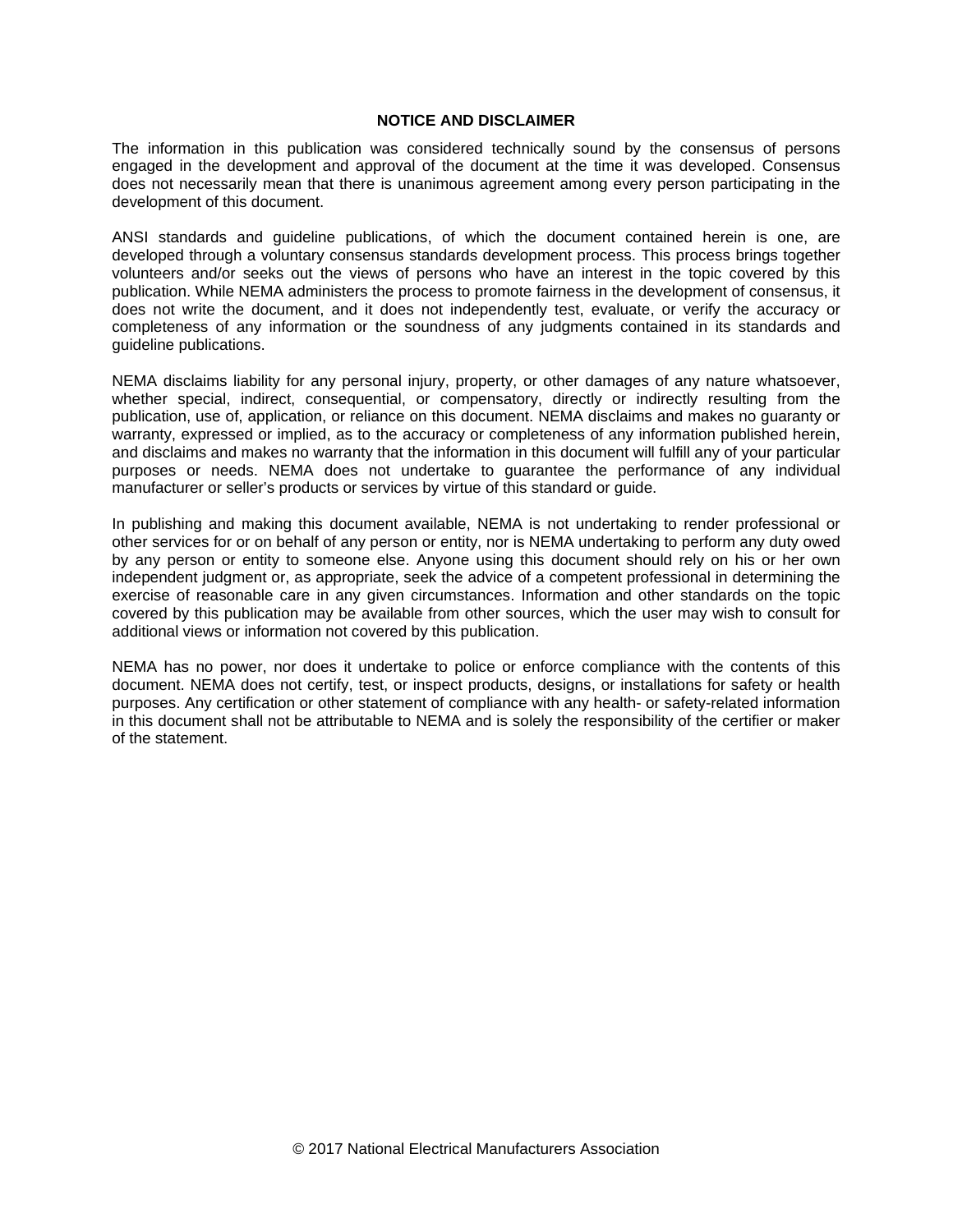## NOTICE AND DISCLAIMER

The information in this publication was considered technically sound by the consensus of persons engaged in the development and approval of the document at the time it was developed. Consensus does not necessarily mean that there is unanimous agreement among every person participating in the development of this document.

ANSI standards and guideline publications, of which the document contained herein is one, are developed through a voluntary consensus standards development process. This process brings together volunteers and/or seeks out the views of persons who have an interest in the topic covered by this publication. While NEMA administers the process to promote fairness in the development of consensus, it does not write the document, and it does not independently test, evaluate, or verify the accuracy or completeness of any information or the soundness of any judgments contained in its standards and guideline publications.

NEMA disclaims liability for any personal injury, property, or other damages of any nature whatsoever, whether special, indirect, consequential, or compensatory, directly or indirectly resulting from the publication, use of, application, or reliance on this document. NEMA disclaims and makes no guaranty or warranty, expressed or implied, as to the accuracy or completeness of any information published herein, and disclaims and makes no warranty that the information in this document will fulfill any of your particular purposes or needs. NEMA does not undertake to guarantee the performance of any individual manufacturer or seller's products or services by virtue of this standard or guide.

In publishing and making this document available, NEMA is not undertaking to render professional or other services for or on behalf of any person or entity, nor is NEMA undertaking to perform any duty owed by any person or entity to someone else. Anyone using this document should rely on his or her own independent judgment or, as appropriate, seek the advice of a competent professional in determining the exercise of reasonable care in any given circumstances. Information and other standards on the topic covered by this publication may be available from other sources, which the user may wish to consult for additional views or information not covered by this publication.

NEMA has no power, nor does it undertake to police or enforce compliance with the contents of this document. NEMA does not certify, test, or inspect products, designs, or installations for safety or health purposes. Any certification or other statement of compliance with any health- or safety-related information in this document shall not be attributable to NEMA and is solely the responsibility of the certifier or maker of the statement.

© 2017 National Electrical Manufacturers Association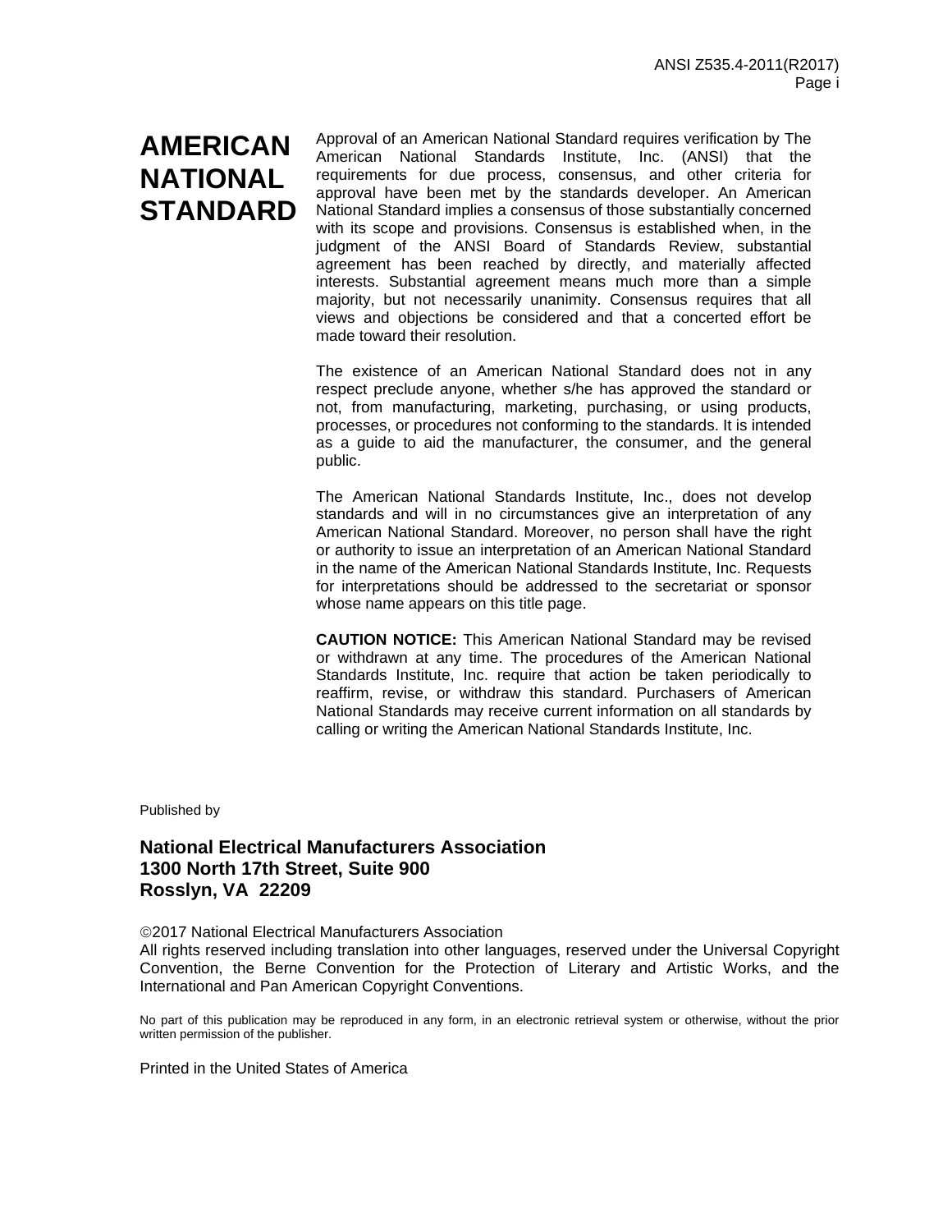# AMERICAN NATIONAL STANDARD

Approval of an American National Standard requires verification by The American National Standards Institute, Inc. (ANSI) that the requirements for due process, consensus, and other criteria for approval have been met by the standards developer. An American National Standard implies a consensus of those substantially concerned with its scope and provisions. Consensus is established when, in the judgment of the ANSI Board of Standards Review, substantial agreement has been reached by directly, and materially affected interests. Substantial agreement means much more than a simple majority, but not necessarily unanimity. Consensus requires that all views and objections be considered and that a concerted effort be made toward their resolution.

The existence of an American National Standard does not in any respect preclude anyone, whether s/he has approved the standard or not, from manufacturing, marketing, purchasing, or using products, processes, or procedures not conforming to the standards. It is intended as a guide to aid the manufacturer, the consumer, and the general public.

The American National Standards Institute, Inc., does not develop standards and will in no circumstances give an interpretation of any American National Standard. Moreover, no person shall have the right or authority to issue an interpretation of an American National Standard in the name of the American National Standards Institute, Inc. Requests for interpretations should be addressed to the secretariat or sponsor whose name appears on this title page.

**CAUTION NOTICE:** This American National Standard may be revised or withdrawn at any time. The procedures of the American National Standards Institute, Inc. require that action be taken periodically to reaffirm, revise, or withdraw this standard. Purchasers of American National Standards may receive current information on all standards by calling or writing the American National Standards Institute, Inc.

Published by

**National Electrical Manufacturers Association**
**1300 North 17th Street, Suite 900**
**Rosslyn, VA 22209**

©2017 National Electrical Manufacturers Association
All rights reserved including translation into other languages, reserved under the Universal Copyright Convention, the Berne Convention for the Protection of Literary and Artistic Works, and the International and Pan American Copyright Conventions.

No part of this publication may be reproduced in any form, in an electronic retrieval system or otherwise, without the prior written permission of the publisher.

Printed in the United States of America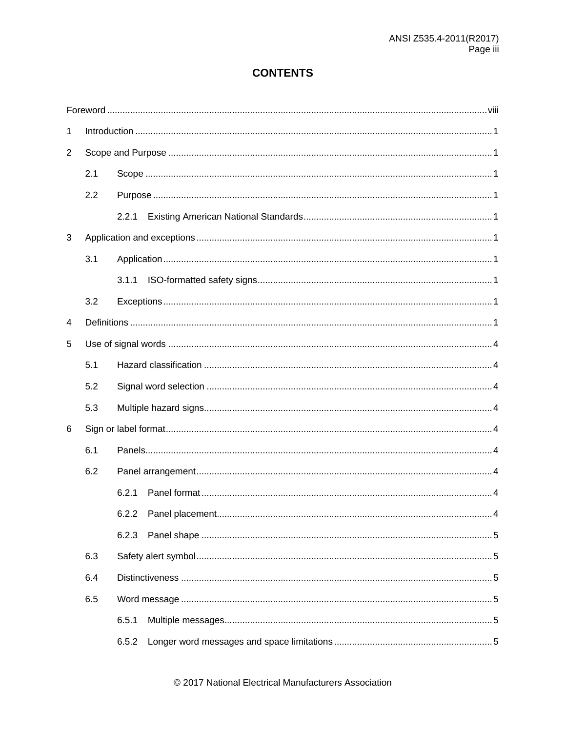# CONTENTS

Foreword ... viii

1 Introduction ... 1

2 Scope and Purpose ... 1

- 2.1 Scope ... 1
- 2.2 Purpose ... 1
  - 2.2.1 Existing American National Standards ... 1

3 Application and exceptions ... 1

- 3.1 Application ... 1
  - 3.1.1 ISO-formatted safety signs ... 1
- 3.2 Exceptions ... 1

4 Definitions ... 1

5 Use of signal words ... 4

- 5.1 Hazard classification ... 4
- 5.2 Signal word selection ... 4
- 5.3 Multiple hazard signs ... 4

6 Sign or label format ... 4

- 6.1 Panels ... 4
- 6.2 Panel arrangement ... 4
  - 6.2.1 Panel format ... 4
  - 6.2.2 Panel placement ... 4
  - 6.2.3 Panel shape ... 5
- 6.3 Safety alert symbol ... 5
- 6.4 Distinctiveness ... 5
- 6.5 Word message ... 5
  - 6.5.1 Multiple messages ... 5
  - 6.5.2 Longer word messages and space limitations ... 5

© 2017 National Electrical Manufacturers Association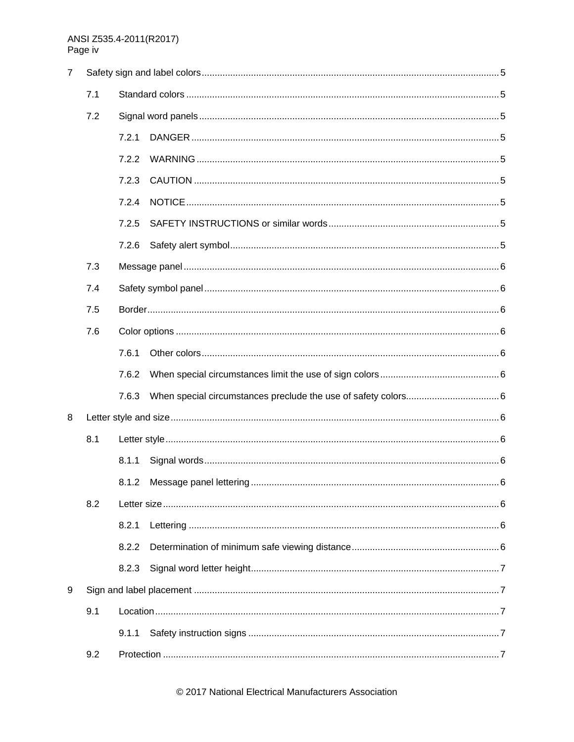| | | |
|---|---|---|
| 7 | Safety sign and label colors | 5 |
| 7.1 | Standard colors | 5 |
| 7.2 | Signal word panels | 5 |
| 7.2.1 | DANGER | 5 |
| 7.2.2 | WARNING | 5 |
| 7.2.3 | CAUTION | 5 |
| 7.2.4 | NOTICE | 5 |
| 7.2.5 | SAFETY INSTRUCTIONS or similar words | 5 |
| 7.2.6 | Safety alert symbol | 5 |
| 7.3 | Message panel | 6 |
| 7.4 | Safety symbol panel | 6 |
| 7.5 | Border | 6 |
| 7.6 | Color options | 6 |
| 7.6.1 | Other colors | 6 |
| 7.6.2 | When special circumstances limit the use of sign colors | 6 |
| 7.6.3 | When special circumstances preclude the use of safety colors. | 6 |
| 8 | Letter style and size | 6 |
| 8.1 | Letter style | 6 |
| 8.1.1 | Signal words | 6 |
| 8.1.2 | Message panel lettering | 6 |
| 8.2 | Letter size | 6 |
| 8.2.1 | Lettering | 6 |
| 8.2.2 | Determination of minimum safe viewing distance | 6 |
| 8.2.3 | Signal word letter height | 7 |
| 9 | Sign and label placement | 7 |
| 9.1 | Location | 7 |
| 9.1.1 | Safety instruction signs | 7 |
| 9.2 | Protection | 7 |

© 2017 National Electrical Manufacturers Association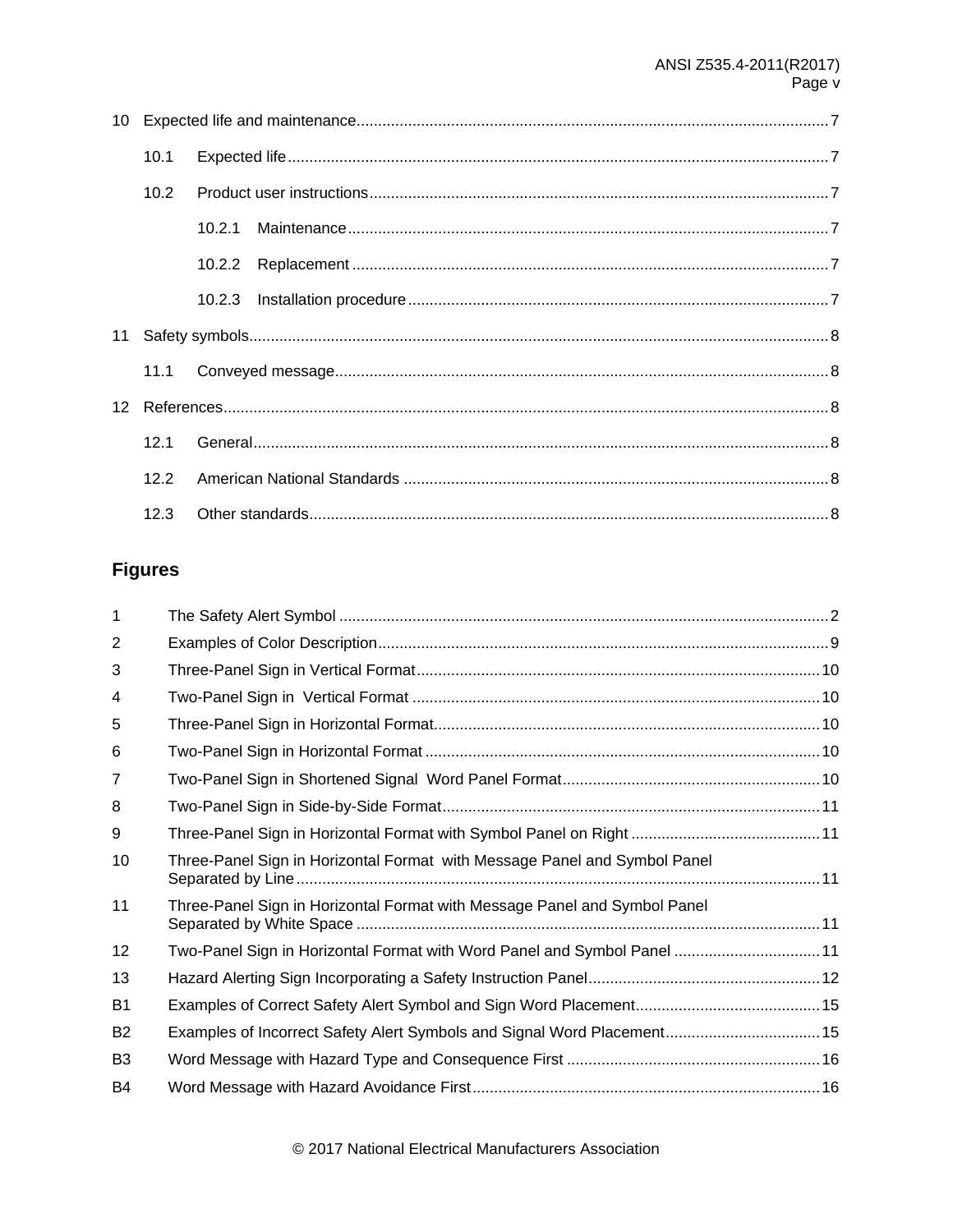10 Expected life and maintenance ..... 7

- 10.1 Expected life ..... 7
- 10.2 Product user instructions ..... 7
  - 10.2.1 Maintenance ..... 7
  - 10.2.2 Replacement ..... 7
  - 10.2.3 Installation procedure ..... 7

11 Safety symbols ..... 8

- 11.1 Conveyed message ..... 8

12 References ..... 8

- 12.1 General ..... 8
- 12.2 American National Standards ..... 8
- 12.3 Other standards ..... 8

## Figures

| | | |
|---|---|---|
| 1 | The Safety Alert Symbol | 2 |
| 2 | Examples of Color Description | 9 |
| 3 | Three-Panel Sign in Vertical Format | 10 |
| 4 | Two-Panel Sign in Vertical Format | 10 |
| 5 | Three-Panel Sign in Horizontal Format | 10 |
| 6 | Two-Panel Sign in Horizontal Format | 10 |
| 7 | Two-Panel Sign in Shortened Signal Word Panel Format | 10 |
| 8 | Two-Panel Sign in Side-by-Side Format | 11 |
| 9 | Three-Panel Sign in Horizontal Format with Symbol Panel on Right | 11 |
| 10 | Three-Panel Sign in Horizontal Format with Message Panel and Symbol Panel Separated by Line | 11 |
| 11 | Three-Panel Sign in Horizontal Format with Message Panel and Symbol Panel Separated by White Space | 11 |
| 12 | Two-Panel Sign in Horizontal Format with Word Panel and Symbol Panel | 11 |
| 13 | Hazard Alerting Sign Incorporating a Safety Instruction Panel | 12 |
| B1 | Examples of Correct Safety Alert Symbol and Sign Word Placement | 15 |
| B2 | Examples of Incorrect Safety Alert Symbols and Signal Word Placement | 15 |
| B3 | Word Message with Hazard Type and Consequence First | 16 |
| B4 | Word Message with Hazard Avoidance First | 16 |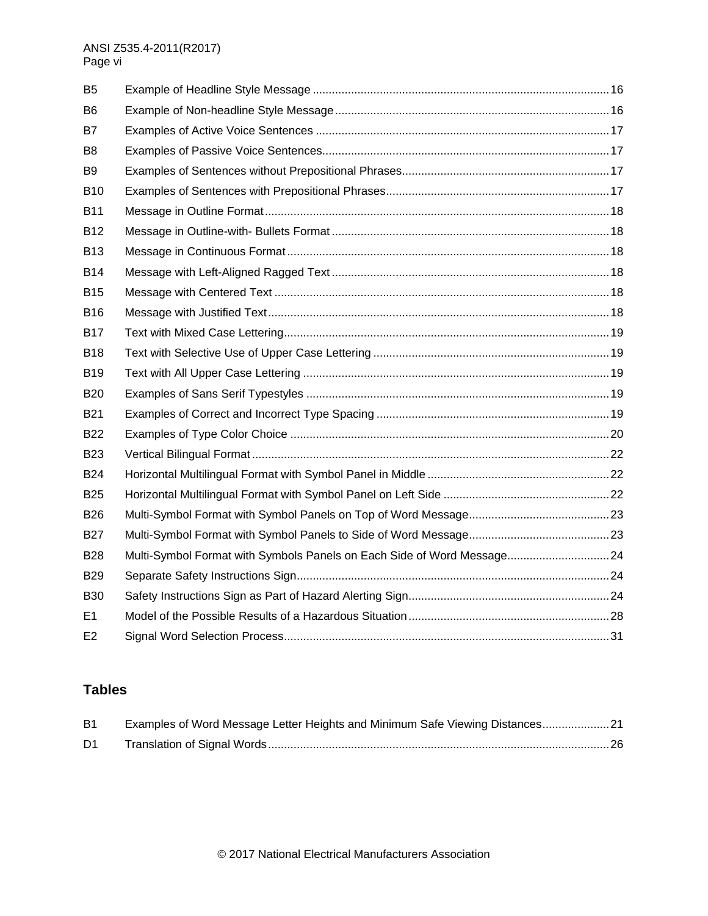| | | |
|---|---|---|
| B5 | Example of Headline Style Message | 16 |
| B6 | Example of Non-headline Style Message | 16 |
| B7 | Examples of Active Voice Sentences | 17 |
| B8 | Examples of Passive Voice Sentences | 17 |
| B9 | Examples of Sentences without Prepositional Phrases | 17 |
| B10 | Examples of Sentences with Prepositional Phrases | 17 |
| B11 | Message in Outline Format | 18 |
| B12 | Message in Outline-with- Bullets Format | 18 |
| B13 | Message in Continuous Format | 18 |
| B14 | Message with Left-Aligned Ragged Text | 18 |
| B15 | Message with Centered Text | 18 |
| B16 | Message with Justified Text | 18 |
| B17 | Text with Mixed Case Lettering | 19 |
| B18 | Text with Selective Use of Upper Case Lettering | 19 |
| B19 | Text with All Upper Case Lettering | 19 |
| B20 | Examples of Sans Serif Typestyles | 19 |
| B21 | Examples of Correct and Incorrect Type Spacing | 19 |
| B22 | Examples of Type Color Choice | 20 |
| B23 | Vertical Bilingual Format | 22 |
| B24 | Horizontal Multilingual Format with Symbol Panel in Middle | 22 |
| B25 | Horizontal Multilingual Format with Symbol Panel on Left Side | 22 |
| B26 | Multi-Symbol Format with Symbol Panels on Top of Word Message | 23 |
| B27 | Multi-Symbol Format with Symbol Panels to Side of Word Message | 23 |
| B28 | Multi-Symbol Format with Symbols Panels on Each Side of Word Message | 24 |
| B29 | Separate Safety Instructions Sign | 24 |
| B30 | Safety Instructions Sign as Part of Hazard Alerting Sign | 24 |
| E1 | Model of the Possible Results of a Hazardous Situation | 28 |
| E2 | Signal Word Selection Process | 31 |

## Tables

| | | |
|---|---|---|
| B1 | Examples of Word Message Letter Heights and Minimum Safe Viewing Distances | 21 |
| D1 | Translation of Signal Words | 26 |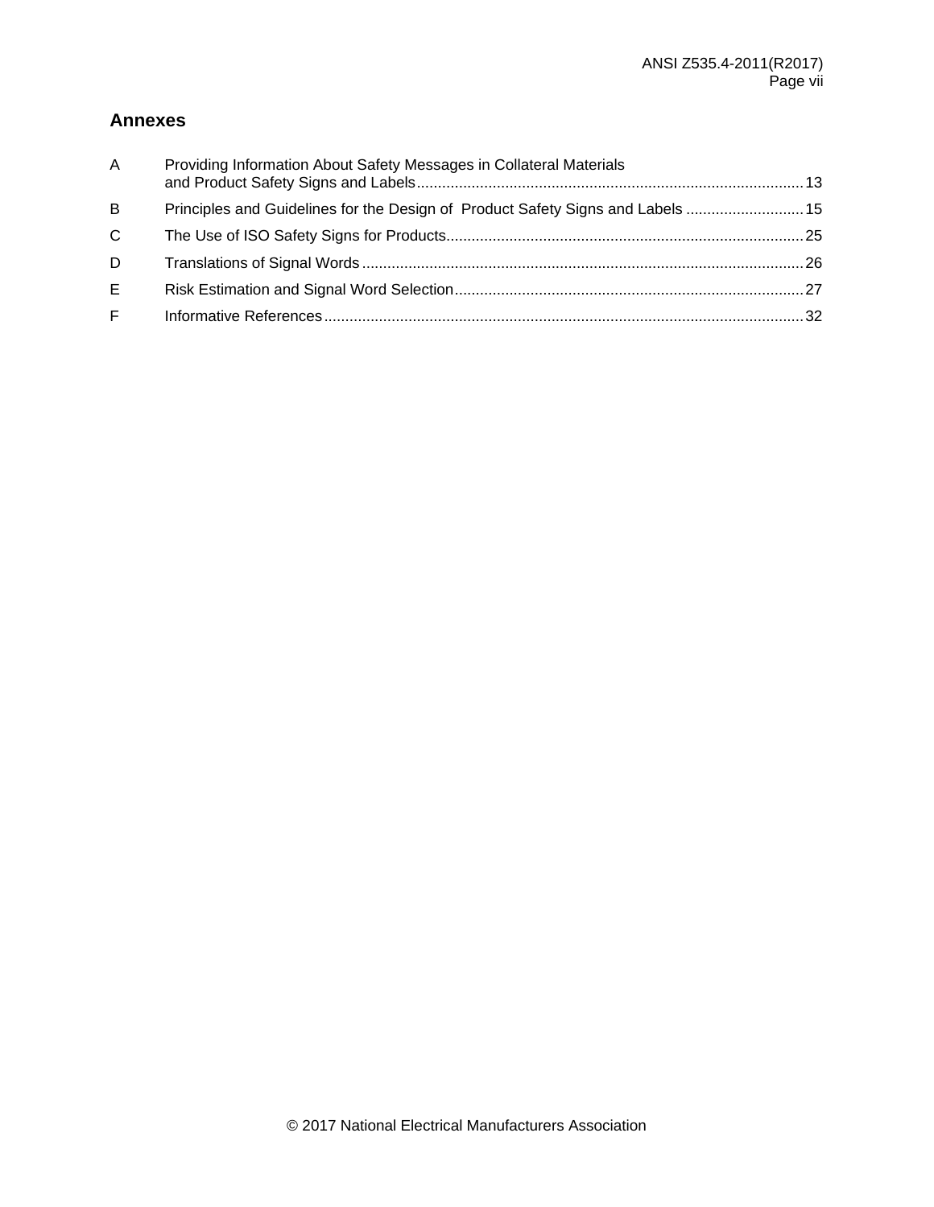## Annexes

| | | |
|---|---|---|
| A | Providing Information About Safety Messages in Collateral Materials and Product Safety Signs and Labels | 13 |
| B | Principles and Guidelines for the Design of Product Safety Signs and Labels | 15 |
| C | The Use of ISO Safety Signs for Products | 25 |
| D | Translations of Signal Words | 26 |
| E | Risk Estimation and Signal Word Selection | 27 |
| F | Informative References | 32 |

© 2017 National Electrical Manufacturers Association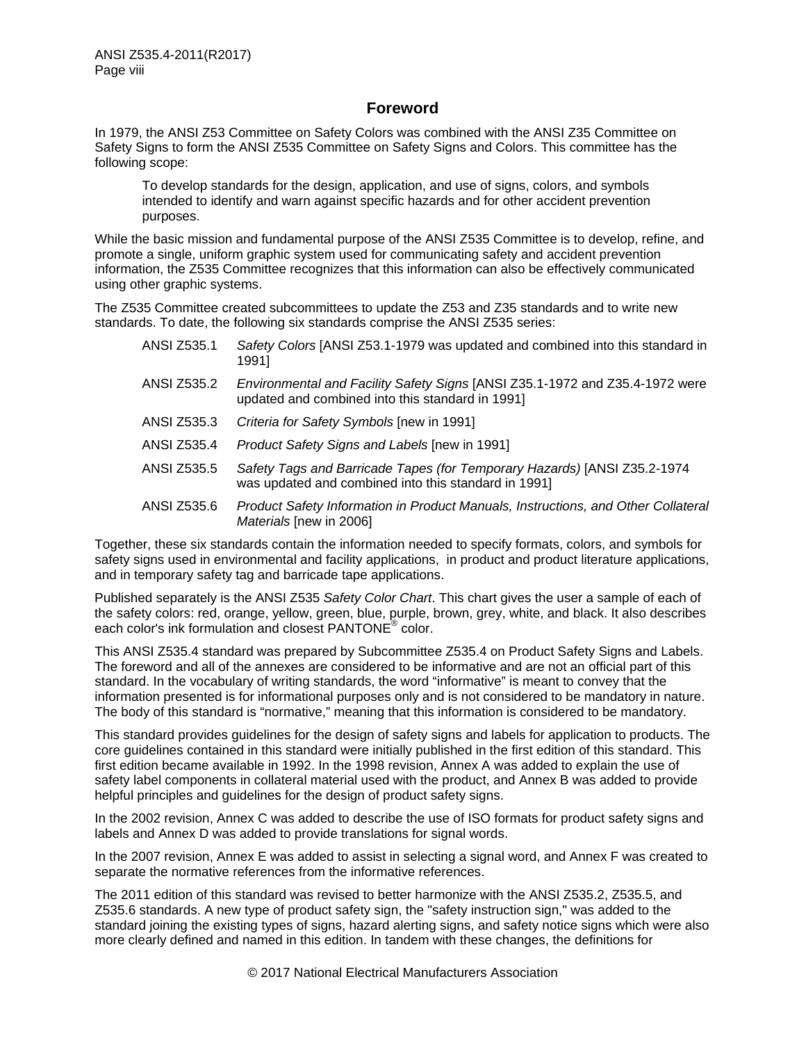## Foreword

In 1979, the ANSI Z53 Committee on Safety Colors was combined with the ANSI Z35 Committee on Safety Signs to form the ANSI Z535 Committee on Safety Signs and Colors. This committee has the following scope:

> To develop standards for the design, application, and use of signs, colors, and symbols intended to identify and warn against specific hazards and for other accident prevention purposes.

While the basic mission and fundamental purpose of the ANSI Z535 Committee is to develop, refine, and promote a single, uniform graphic system used for communicating safety and accident prevention information, the Z535 Committee recognizes that this information can also be effectively communicated using other graphic systems.

The Z535 Committee created subcommittees to update the Z53 and Z35 standards and to write new standards. To date, the following six standards comprise the ANSI Z535 series:

- ANSI Z535.1 *Safety Colors* [ANSI Z53.1-1979 was updated and combined into this standard in 1991]
- ANSI Z535.2 *Environmental and Facility Safety Signs* [ANSI Z35.1-1972 and Z35.4-1972 were updated and combined into this standard in 1991]
- ANSI Z535.3 *Criteria for Safety Symbols* [new in 1991]
- ANSI Z535.4 *Product Safety Signs and Labels* [new in 1991]
- ANSI Z535.5 *Safety Tags and Barricade Tapes (for Temporary Hazards)* [ANSI Z35.2-1974 was updated and combined into this standard in 1991]
- ANSI Z535.6 *Product Safety Information in Product Manuals, Instructions, and Other Collateral Materials* [new in 2006]

Together, these six standards contain the information needed to specify formats, colors, and symbols for safety signs used in environmental and facility applications, in product and product literature applications, and in temporary safety tag and barricade tape applications.

Published separately is the ANSI Z535 *Safety Color Chart*. This chart gives the user a sample of each of the safety colors: red, orange, yellow, green, blue, purple, brown, grey, white, and black. It also describes each color's ink formulation and closest PANTONE® color.

This ANSI Z535.4 standard was prepared by Subcommittee Z535.4 on Product Safety Signs and Labels. The foreword and all of the annexes are considered to be informative and are not an official part of this standard. In the vocabulary of writing standards, the word "informative" is meant to convey that the information presented is for informational purposes only and is not considered to be mandatory in nature. The body of this standard is "normative," meaning that this information is considered to be mandatory.

This standard provides guidelines for the design of safety signs and labels for application to products. The core guidelines contained in this standard were initially published in the first edition of this standard. This first edition became available in 1992. In the 1998 revision, Annex A was added to explain the use of safety label components in collateral material used with the product, and Annex B was added to provide helpful principles and guidelines for the design of product safety signs.

In the 2002 revision, Annex C was added to describe the use of ISO formats for product safety signs and labels and Annex D was added to provide translations for signal words.

In the 2007 revision, Annex E was added to assist in selecting a signal word, and Annex F was created to separate the normative references from the informative references.

The 2011 edition of this standard was revised to better harmonize with the ANSI Z535.2, Z535.5, and Z535.6 standards. A new type of product safety sign, the "safety instruction sign," was added to the standard joining the existing types of signs, hazard alerting signs, and safety notice signs which were also more clearly defined and named in this edition. In tandem with these changes, the definitions for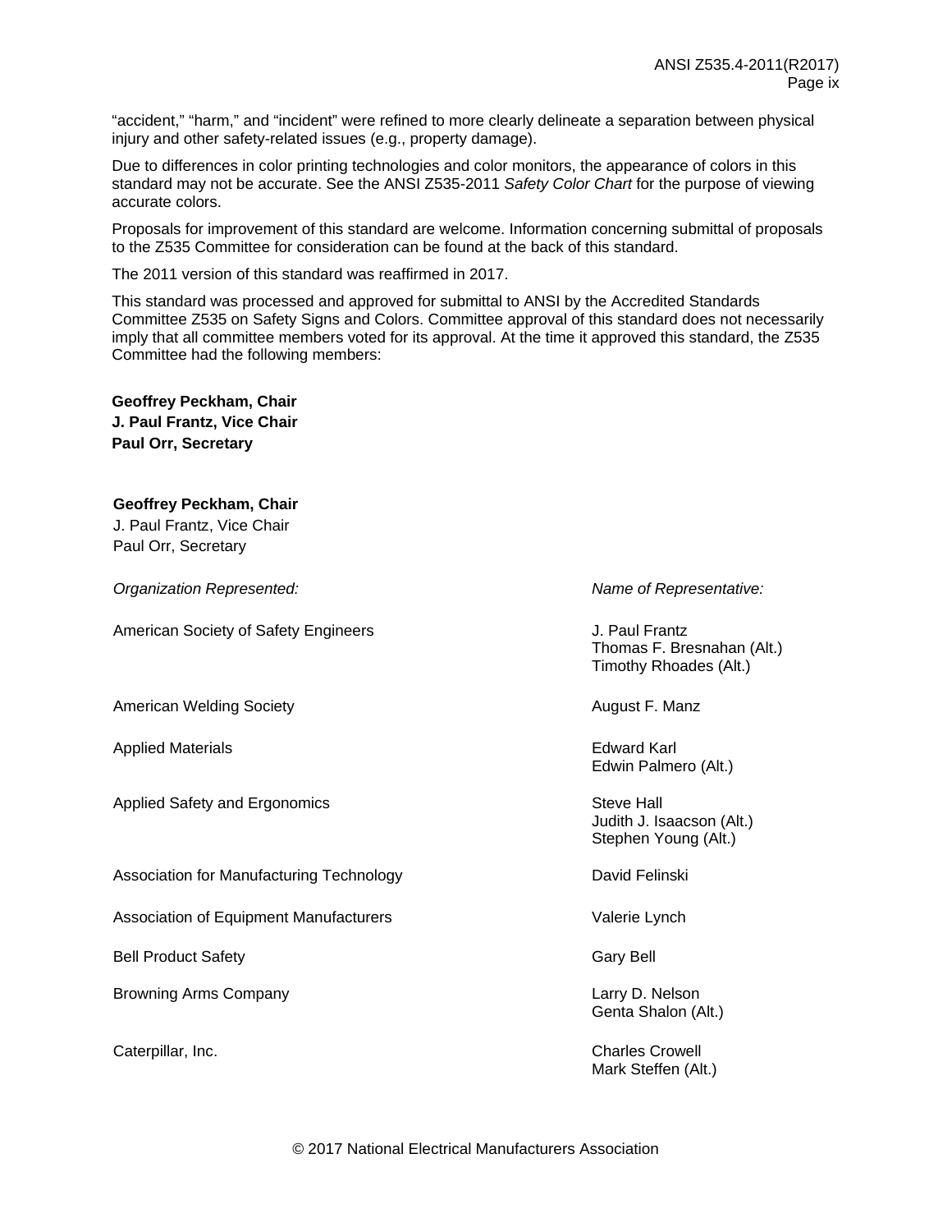"accident," "harm," and "incident" were refined to more clearly delineate a separation between physical injury and other safety-related issues (e.g., property damage).

Due to differences in color printing technologies and color monitors, the appearance of colors in this standard may not be accurate. See the ANSI Z535-2011 *Safety Color Chart* for the purpose of viewing accurate colors.

Proposals for improvement of this standard are welcome. Information concerning submittal of proposals to the Z535 Committee for consideration can be found at the back of this standard.

The 2011 version of this standard was reaffirmed in 2017.

This standard was processed and approved for submittal to ANSI by the Accredited Standards Committee Z535 on Safety Signs and Colors. Committee approval of this standard does not necessarily imply that all committee members voted for its approval. At the time it approved this standard, the Z535 Committee had the following members:

**Geoffrey Peckham, Chair**
**J. Paul Frantz, Vice Chair**
**Paul Orr, Secretary**

**Geoffrey Peckham, Chair**
J. Paul Frantz, Vice Chair
Paul Orr, Secretary

| *Organization Represented:* | *Name of Representative:* |
|---|---|
| American Society of Safety Engineers | J. Paul Frantz<br>Thomas F. Bresnahan (Alt.)<br>Timothy Rhoades (Alt.) |
| American Welding Society | August F. Manz |
| Applied Materials | Edward Karl<br>Edwin Palmero (Alt.) |
| Applied Safety and Ergonomics | Steve Hall<br>Judith J. Isaacson (Alt.)<br>Stephen Young (Alt.) |
| Association for Manufacturing Technology | David Felinski |
| Association of Equipment Manufacturers | Valerie Lynch |
| Bell Product Safety | Gary Bell |
| Browning Arms Company | Larry D. Nelson<br>Genta Shalon (Alt.) |
| Caterpillar, Inc. | Charles Crowell<br>Mark Steffen (Alt.) |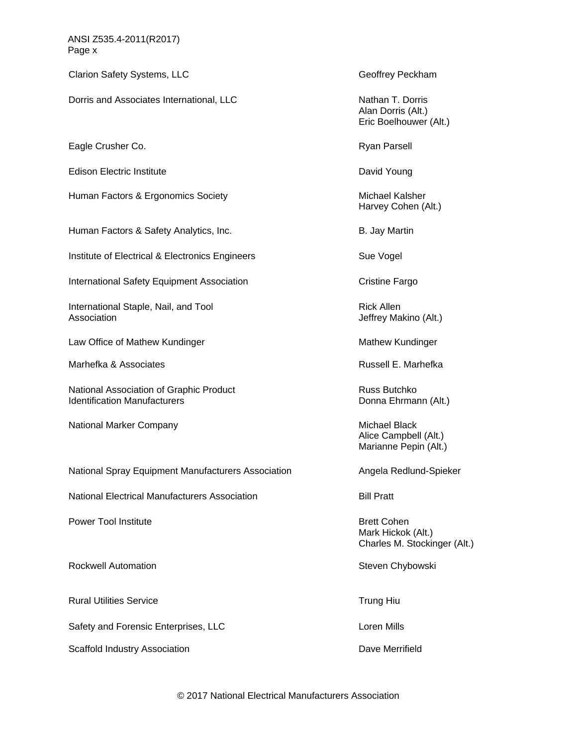| | |
|---|---|
| Clarion Safety Systems, LLC | Geoffrey Peckham |
| Dorris and Associates International, LLC | Nathan T. Dorris<br>Alan Dorris (Alt.)<br>Eric Boelhouwer (Alt.) |
| Eagle Crusher Co. | Ryan Parsell |
| Edison Electric Institute | David Young |
| Human Factors & Ergonomics Society | Michael Kalsher<br>Harvey Cohen (Alt.) |
| Human Factors & Safety Analytics, Inc. | B. Jay Martin |
| Institute of Electrical & Electronics Engineers | Sue Vogel |
| International Safety Equipment Association | Cristine Fargo |
| International Staple, Nail, and Tool Association | Rick Allen<br>Jeffrey Makino (Alt.) |
| Law Office of Mathew Kundinger | Mathew Kundinger |
| Marhefka & Associates | Russell E. Marhefka |
| National Association of Graphic Product Identification Manufacturers | Russ Butchko<br>Donna Ehrmann (Alt.) |
| National Marker Company | Michael Black<br>Alice Campbell (Alt.)<br>Marianne Pepin (Alt.) |
| National Spray Equipment Manufacturers Association | Angela Redlund-Spieker |
| National Electrical Manufacturers Association | Bill Pratt |
| Power Tool Institute | Brett Cohen<br>Mark Hickok (Alt.)<br>Charles M. Stockinger (Alt.) |
| Rockwell Automation | Steven Chybowski |
| Rural Utilities Service | Trung Hiu |
| Safety and Forensic Enterprises, LLC | Loren Mills |
| Scaffold Industry Association | Dave Merrifield |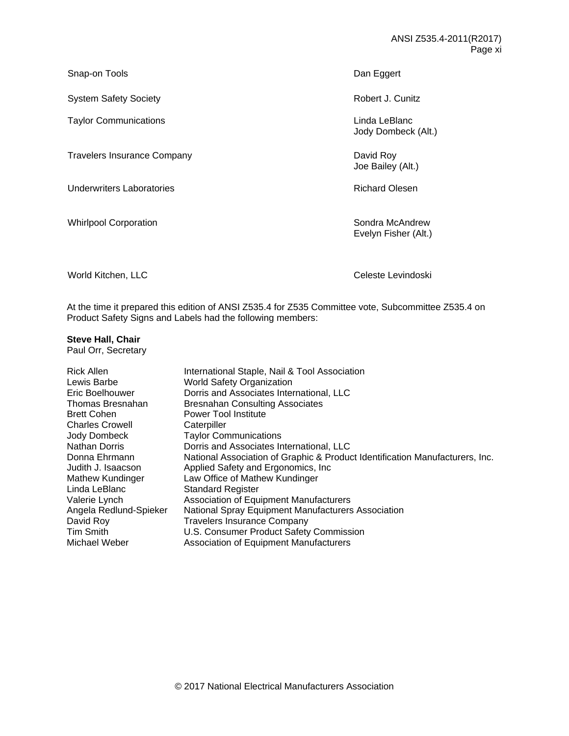| | |
|---|---|
| Snap-on Tools | Dan Eggert |
| System Safety Society | Robert J. Cunitz |
| Taylor Communications | Linda LeBlanc<br>Jody Dombeck (Alt.) |
| Travelers Insurance Company | David Roy<br>Joe Bailey (Alt.) |
| Underwriters Laboratories | Richard Olesen |
| Whirlpool Corporation | Sondra McAndrew<br>Evelyn Fisher (Alt.) |
| World Kitchen, LLC | Celeste Levindoski |

At the time it prepared this edition of ANSI Z535.4 for Z535 Committee vote, Subcommittee Z535.4 on Product Safety Signs and Labels had the following members:

**Steve Hall, Chair**
Paul Orr, Secretary

| | |
|---|---|
| Rick Allen | International Staple, Nail & Tool Association |
| Lewis Barbe | World Safety Organization |
| Eric Boelhouwer | Dorris and Associates International, LLC |
| Thomas Bresnahan | Bresnahan Consulting Associates |
| Brett Cohen | Power Tool Institute |
| Charles Crowell | Caterpiller |
| Jody Dombeck | Taylor Communications |
| Nathan Dorris | Dorris and Associates International, LLC |
| Donna Ehrmann | National Association of Graphic & Product Identification Manufacturers, Inc. |
| Judith J. Isaacson | Applied Safety and Ergonomics, Inc |
| Mathew Kundinger | Law Office of Mathew Kundinger |
| Linda LeBlanc | Standard Register |
| Valerie Lynch | Association of Equipment Manufacturers |
| Angela Redlund-Spieker | National Spray Equipment Manufacturers Association |
| David Roy | Travelers Insurance Company |
| Tim Smith | U.S. Consumer Product Safety Commission |
| Michael Weber | Association of Equipment Manufacturers |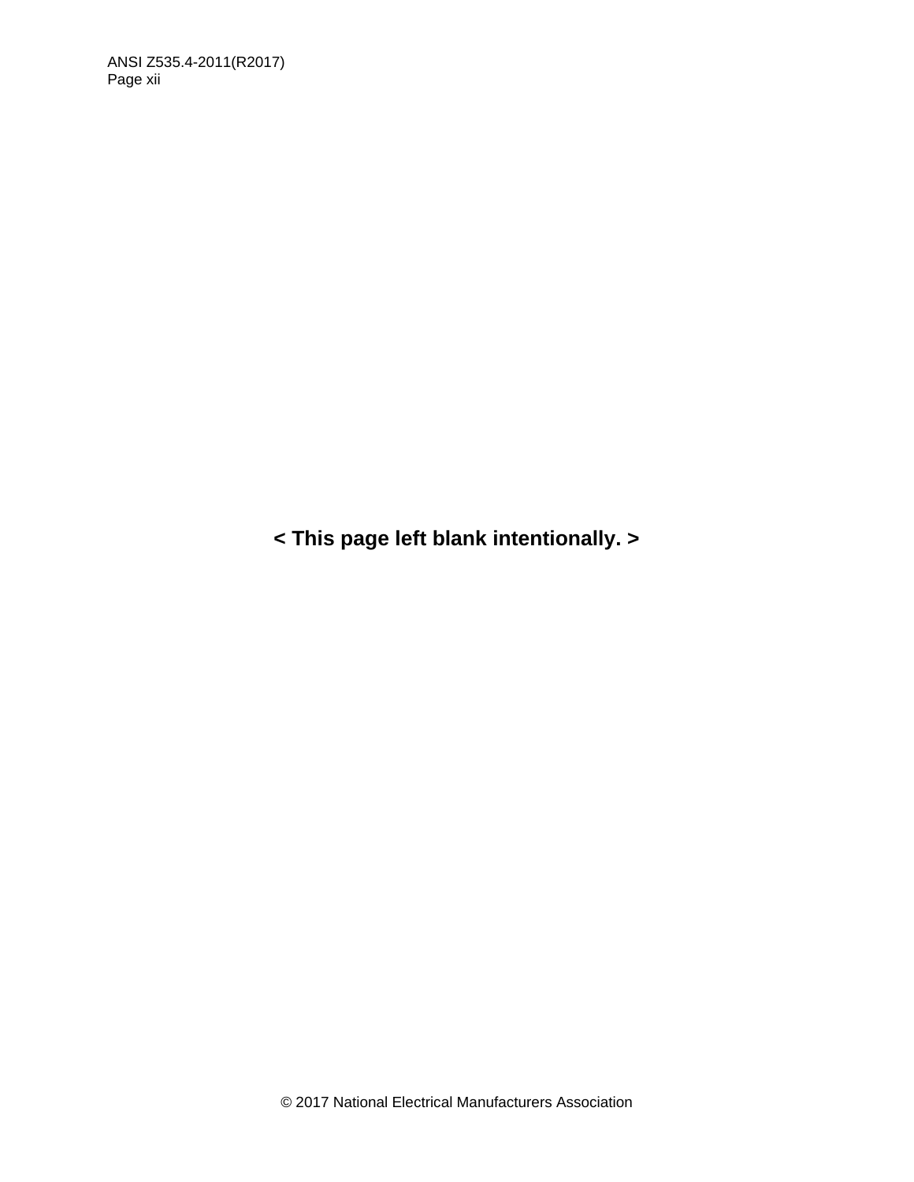< This page left blank intentionally. >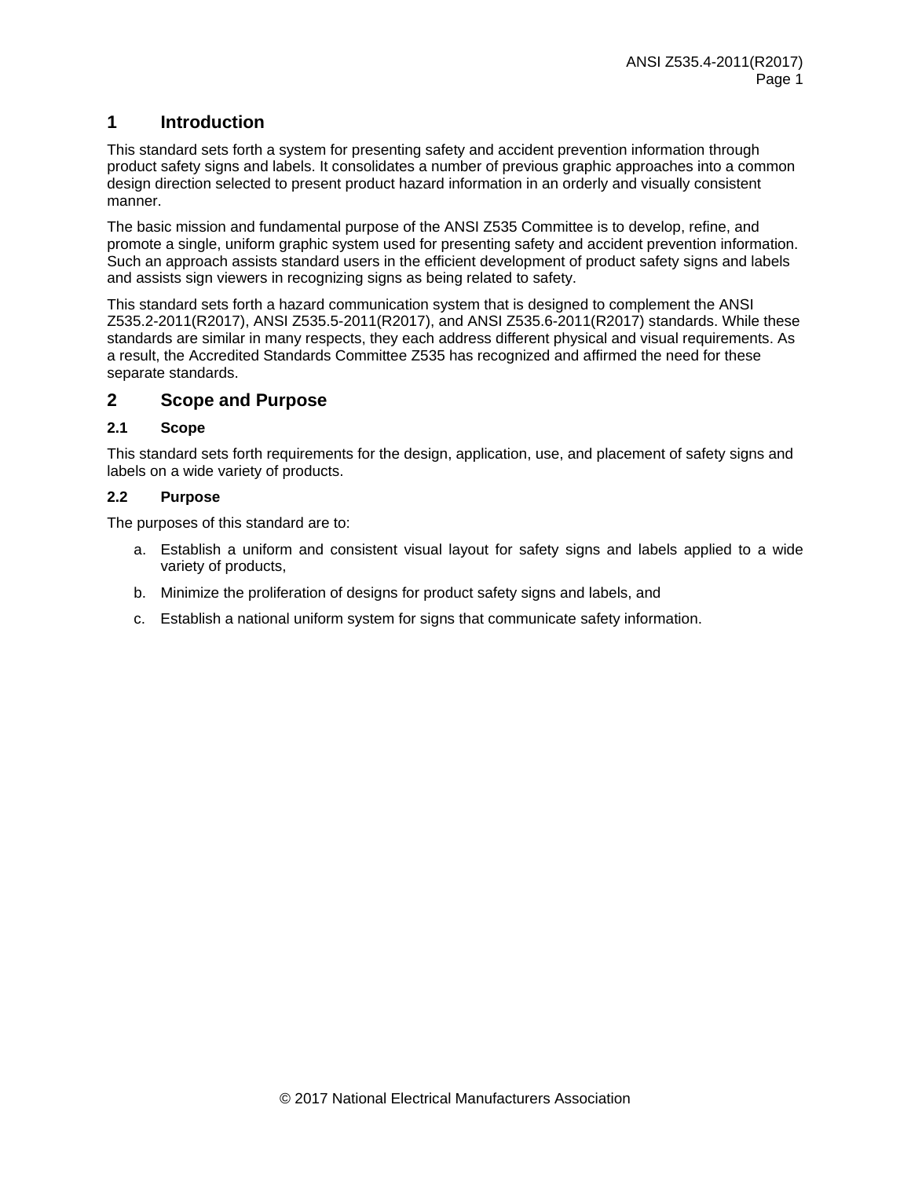# 1 Introduction

This standard sets forth a system for presenting safety and accident prevention information through product safety signs and labels. It consolidates a number of previous graphic approaches into a common design direction selected to present product hazard information in an orderly and visually consistent manner.

The basic mission and fundamental purpose of the ANSI Z535 Committee is to develop, refine, and promote a single, uniform graphic system used for presenting safety and accident prevention information. Such an approach assists standard users in the efficient development of product safety signs and labels and assists sign viewers in recognizing signs as being related to safety.

This standard sets forth a hazard communication system that is designed to complement the ANSI Z535.2-2011(R2017), ANSI Z535.5-2011(R2017), and ANSI Z535.6-2011(R2017) standards. While these standards are similar in many respects, they each address different physical and visual requirements. As a result, the Accredited Standards Committee Z535 has recognized and affirmed the need for these separate standards.

# 2 Scope and Purpose

## 2.1 Scope

This standard sets forth requirements for the design, application, use, and placement of safety signs and labels on a wide variety of products.

## 2.2 Purpose

The purposes of this standard are to:

a. Establish a uniform and consistent visual layout for safety signs and labels applied to a wide variety of products,

b. Minimize the proliferation of designs for product safety signs and labels, and

c. Establish a national uniform system for signs that communicate safety information.